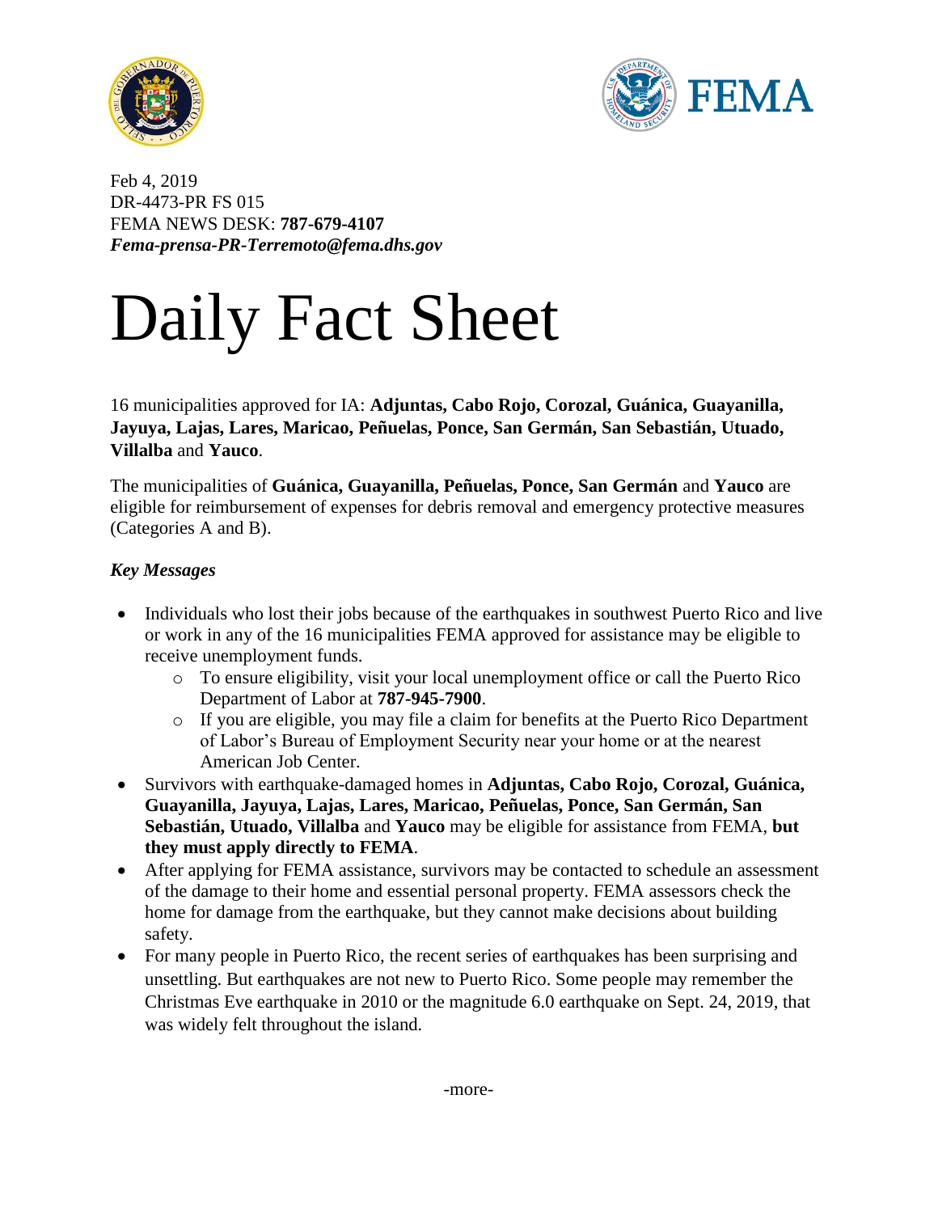Feb 4, 2019
DR-4473-PR FS 015
FEMA NEWS DESK: **787-679-4107**
***Fema-prensa-PR-Terremoto@fema.dhs.gov***

# Daily Fact Sheet

16 municipalities approved for IA: **Adjuntas, Cabo Rojo, Corozal, Guánica, Guayanilla, Jayuya, Lajas, Lares, Maricao, Peñuelas, Ponce, San Germán, San Sebastián, Utuado, Villalba** and **Yauco**.

The municipalities of **Guánica, Guayanilla, Peñuelas, Ponce, San Germán** and **Yauco** are eligible for reimbursement of expenses for debris removal and emergency protective measures (Categories A and B).

***Key Messages***

- Individuals who lost their jobs because of the earthquakes in southwest Puerto Rico and live or work in any of the 16 municipalities FEMA approved for assistance may be eligible to receive unemployment funds.
    - To ensure eligibility, visit your local unemployment office or call the Puerto Rico Department of Labor at **787-945-7900**.
    - If you are eligible, you may file a claim for benefits at the Puerto Rico Department of Labor's Bureau of Employment Security near your home or at the nearest American Job Center.
- Survivors with earthquake-damaged homes in **Adjuntas, Cabo Rojo, Corozal, Guánica, Guayanilla, Jayuya, Lajas, Lares, Maricao, Peñuelas, Ponce, San Germán, San Sebastián, Utuado, Villalba** and **Yauco** may be eligible for assistance from FEMA, **but they must apply directly to FEMA**.
- After applying for FEMA assistance, survivors may be contacted to schedule an assessment of the damage to their home and essential personal property. FEMA assessors check the home for damage from the earthquake, but they cannot make decisions about building safety.
- For many people in Puerto Rico, the recent series of earthquakes has been surprising and unsettling. But earthquakes are not new to Puerto Rico. Some people may remember the Christmas Eve earthquake in 2010 or the magnitude 6.0 earthquake on Sept. 24, 2019, that was widely felt throughout the island.

-more-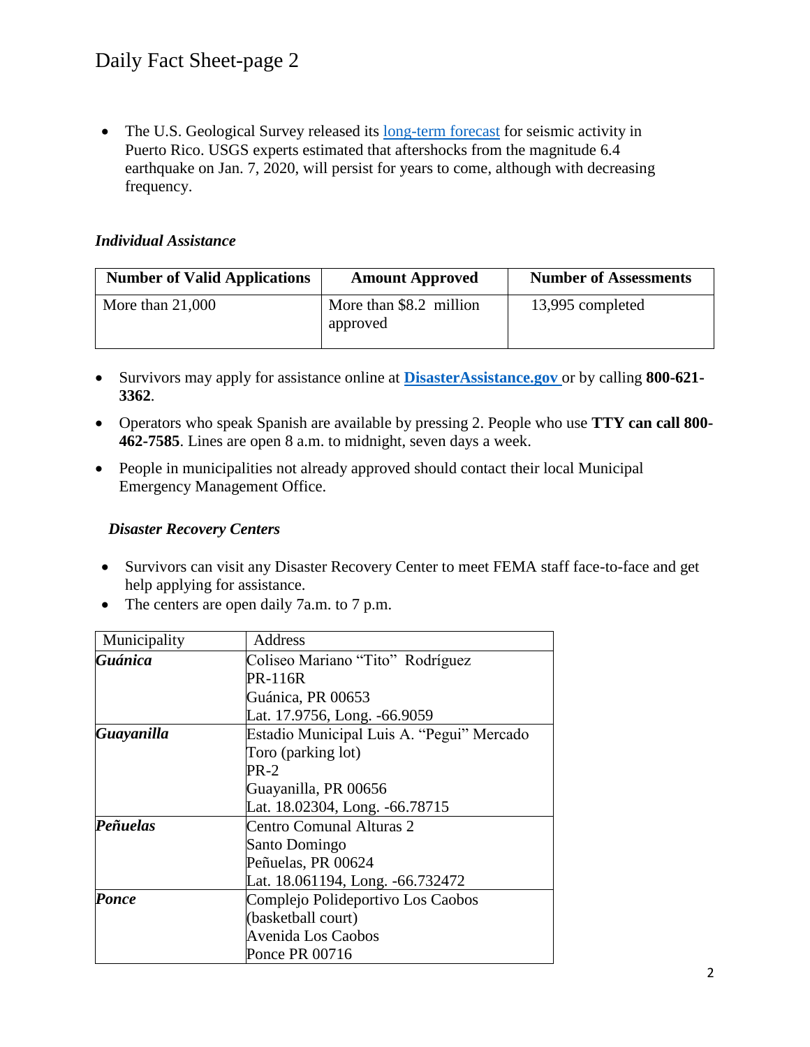- The U.S. Geological Survey released its [long-term forecast](#) for seismic activity in Puerto Rico. USGS experts estimated that aftershocks from the magnitude 6.4 earthquake on Jan. 7, 2020, will persist for years to come, although with decreasing frequency.

### *Individual Assistance*

| Number of Valid Applications | Amount Approved | Number of Assessments |
|---|---|---|
| More than 21,000 | More than $8.2 million approved | 13,995 completed |

- Survivors may apply for assistance online at **[DisasterAssistance.gov](#)** or by calling **800-621-3362**.
- Operators who speak Spanish are available by pressing 2. People who use **TTY can call 800-462-7585**. Lines are open 8 a.m. to midnight, seven days a week.
- People in municipalities not already approved should contact their local Municipal Emergency Management Office.

### *Disaster Recovery Centers*

- Survivors can visit any Disaster Recovery Center to meet FEMA staff face-to-face and get help applying for assistance.
- The centers are open daily 7a.m. to 7 p.m.

| Municipality | Address |
|---|---|
| ***Guánica*** | Coliseo Mariano "Tito" Rodríguez<br>PR-116R<br>Guánica, PR 00653<br>Lat. 17.9756, Long. -66.9059 |
| ***Guayanilla*** | Estadio Municipal Luis A. "Pegui" Mercado Toro (parking lot)<br>PR-2<br>Guayanilla, PR 00656<br>Lat. 18.02304, Long. -66.78715 |
| ***Peñuelas*** | Centro Comunal Alturas 2<br>Santo Domingo<br>Peñuelas, PR 00624<br>Lat. 18.061194, Long. -66.732472 |
| ***Ponce*** | Complejo Polideportivo Los Caobos (basketball court)<br>Avenida Los Caobos<br>Ponce PR 00716 |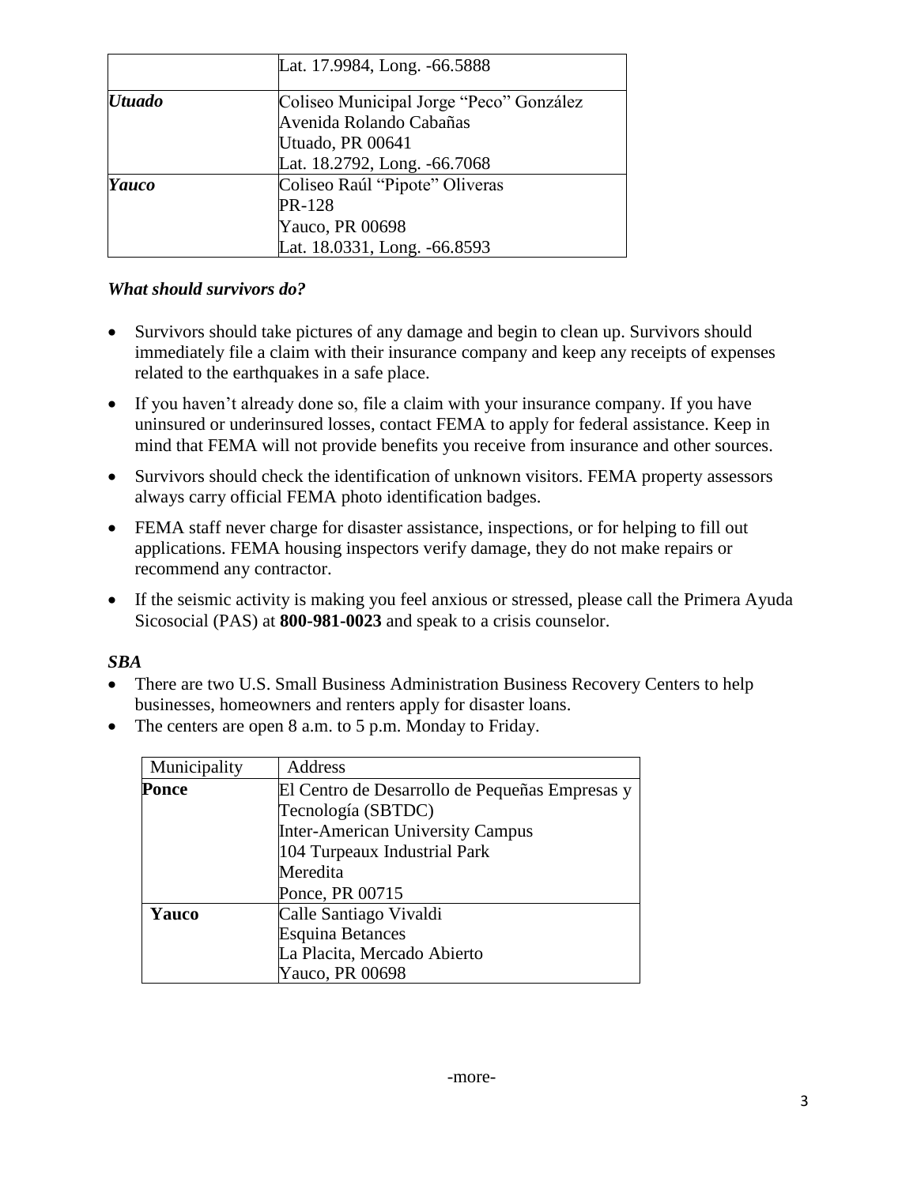|  |  |
| --- | --- |
|  | Lat. 17.9984, Long. -66.5888 |
| ***Utuado*** | Coliseo Municipal Jorge “Peco” González<br>Avenida Rolando Cabañas<br>Utuado, PR 00641<br>Lat. 18.2792, Long. -66.7068 |
| ***Yauco*** | Coliseo Raúl “Pipote” Oliveras<br>PR-128<br>Yauco, PR 00698<br>Lat. 18.0331, Long. -66.8593 |

***What should survivors do?***

- Survivors should take pictures of any damage and begin to clean up. Survivors should immediately file a claim with their insurance company and keep any receipts of expenses related to the earthquakes in a safe place.
- If you haven’t already done so, file a claim with your insurance company. If you have uninsured or underinsured losses, contact FEMA to apply for federal assistance. Keep in mind that FEMA will not provide benefits you receive from insurance and other sources.
- Survivors should check the identification of unknown visitors. FEMA property assessors always carry official FEMA photo identification badges.
- FEMA staff never charge for disaster assistance, inspections, or for helping to fill out applications. FEMA housing inspectors verify damage, they do not make repairs or recommend any contractor.
- If the seismic activity is making you feel anxious or stressed, please call the Primera Ayuda Sicosocial (PAS) at **800-981-0023** and speak to a crisis counselor.

***SBA***

- There are two U.S. Small Business Administration Business Recovery Centers to help businesses, homeowners and renters apply for disaster loans.
- The centers are open 8 a.m. to 5 p.m. Monday to Friday.

| Municipality | Address |
| --- | --- |
| **Ponce** | El Centro de Desarrollo de Pequeñas Empresas y Tecnología (SBTDC)<br>Inter-American University Campus<br>104 Turpeaux Industrial Park<br>Meredita<br>Ponce, PR 00715 |
| **Yauco** | Calle Santiago Vivaldi<br>Esquina Betances<br>La Placita, Mercado Abierto<br>Yauco, PR 00698 |

-more-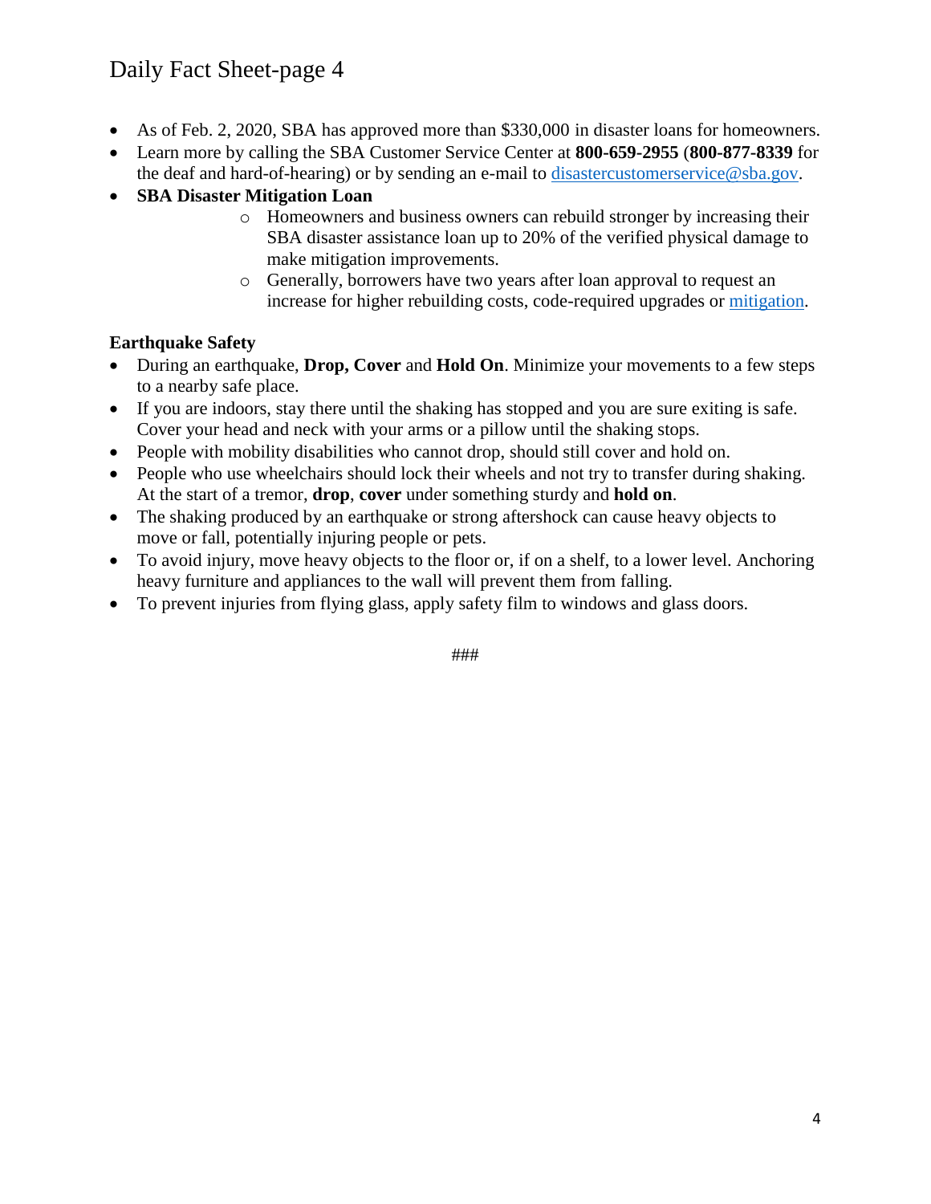- As of Feb. 2, 2020, SBA has approved more than $330,000 in disaster loans for homeowners.
- Learn more by calling the SBA Customer Service Center at **800-659-2955** (**800-877-8339** for the deaf and hard-of-hearing) or by sending an e-mail to [disastercustomerservice@sba.gov](mailto:disastercustomerservice@sba.gov).
- **SBA Disaster Mitigation Loan**
  - Homeowners and business owners can rebuild stronger by increasing their SBA disaster assistance loan up to 20% of the verified physical damage to make mitigation improvements.
  - Generally, borrowers have two years after loan approval to request an increase for higher rebuilding costs, code-required upgrades or mitigation.

**Earthquake Safety**

- During an earthquake, **Drop, Cover** and **Hold On**. Minimize your movements to a few steps to a nearby safe place.
- If you are indoors, stay there until the shaking has stopped and you are sure exiting is safe. Cover your head and neck with your arms or a pillow until the shaking stops.
- People with mobility disabilities who cannot drop, should still cover and hold on.
- People who use wheelchairs should lock their wheels and not try to transfer during shaking. At the start of a tremor, **drop**, **cover** under something sturdy and **hold on**.
- The shaking produced by an earthquake or strong aftershock can cause heavy objects to move or fall, potentially injuring people or pets.
- To avoid injury, move heavy objects to the floor or, if on a shelf, to a lower level. Anchoring heavy furniture and appliances to the wall will prevent them from falling.
- To prevent injuries from flying glass, apply safety film to windows and glass doors.

###